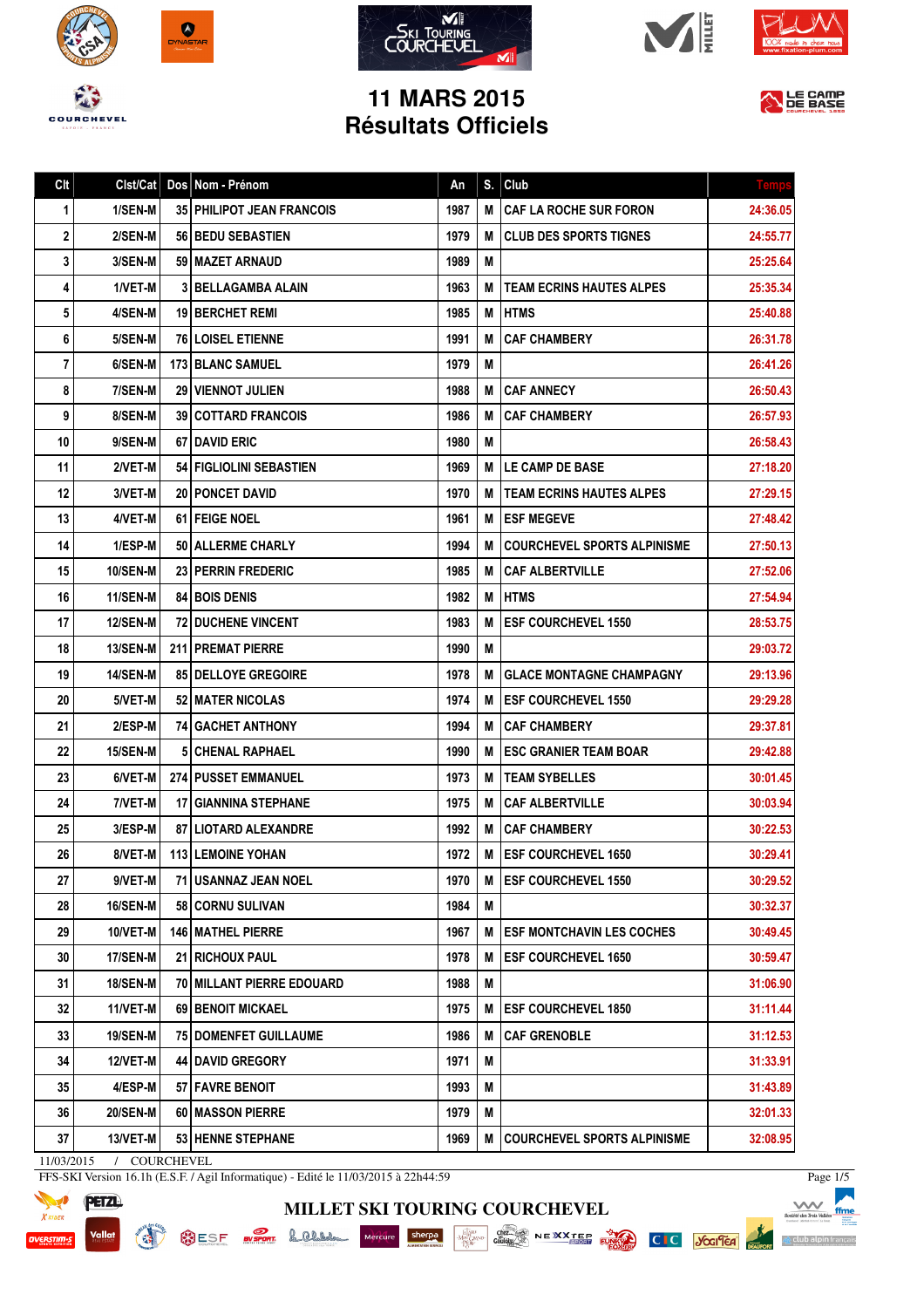# 11 MARS 2015
# Résultats Officiels

| Clt | Clst/Cat | Dos | Nom - Prénom | An | S. | Club | Temps |
|---|---|---|---|---|---|---|---|
| 1 | 1/SEN-M | 35 | PHILIPOT JEAN FRANCOIS | 1987 | M | CAF LA ROCHE SUR FORON | 24:36.05 |
| 2 | 2/SEN-M | 56 | BEDU SEBASTIEN | 1979 | M | CLUB DES SPORTS TIGNES | 24:55.77 |
| 3 | 3/SEN-M | 59 | MAZET ARNAUD | 1989 | M | | 25:25.64 |
| 4 | 1/VET-M | 3 | BELLAGAMBA ALAIN | 1963 | M | TEAM ECRINS HAUTES ALPES | 25:35.34 |
| 5 | 4/SEN-M | 19 | BERCHET REMI | 1985 | M | HTMS | 25:40.88 |
| 6 | 5/SEN-M | 76 | LOISEL ETIENNE | 1991 | M | CAF CHAMBERY | 26:31.78 |
| 7 | 6/SEN-M | 173 | BLANC SAMUEL | 1979 | M | | 26:41.26 |
| 8 | 7/SEN-M | 29 | VIENNOT JULIEN | 1988 | M | CAF ANNECY | 26:50.43 |
| 9 | 8/SEN-M | 39 | COTTARD FRANCOIS | 1986 | M | CAF CHAMBERY | 26:57.93 |
| 10 | 9/SEN-M | 67 | DAVID ERIC | 1980 | M | | 26:58.43 |
| 11 | 2/VET-M | 54 | FIGLIOLINI SEBASTIEN | 1969 | M | LE CAMP DE BASE | 27:18.20 |
| 12 | 3/VET-M | 20 | PONCET DAVID | 1970 | M | TEAM ECRINS HAUTES ALPES | 27:29.15 |
| 13 | 4/VET-M | 61 | FEIGE NOEL | 1961 | M | ESF MEGEVE | 27:48.42 |
| 14 | 1/ESP-M | 50 | ALLERME CHARLY | 1994 | M | COURCHEVEL SPORTS ALPINISME | 27:50.13 |
| 15 | 10/SEN-M | 23 | PERRIN FREDERIC | 1985 | M | CAF ALBERTVILLE | 27:52.06 |
| 16 | 11/SEN-M | 84 | BOIS DENIS | 1982 | M | HTMS | 27:54.94 |
| 17 | 12/SEN-M | 72 | DUCHENE VINCENT | 1983 | M | ESF COURCHEVEL 1550 | 28:53.75 |
| 18 | 13/SEN-M | 211 | PREMAT PIERRE | 1990 | M | | 29:03.72 |
| 19 | 14/SEN-M | 85 | DELLOYE GREGOIRE | 1978 | M | GLACE MONTAGNE CHAMPAGNY | 29:13.96 |
| 20 | 5/VET-M | 52 | MATER NICOLAS | 1974 | M | ESF COURCHEVEL 1550 | 29:29.28 |
| 21 | 2/ESP-M | 74 | GACHET ANTHONY | 1994 | M | CAF CHAMBERY | 29:37.81 |
| 22 | 15/SEN-M | 5 | CHENAL RAPHAEL | 1990 | M | ESC GRANIER TEAM BOAR | 29:42.88 |
| 23 | 6/VET-M | 274 | PUSSET EMMANUEL | 1973 | M | TEAM SYBELLES | 30:01.45 |
| 24 | 7/VET-M | 17 | GIANNINA STEPHANE | 1975 | M | CAF ALBERTVILLE | 30:03.94 |
| 25 | 3/ESP-M | 87 | LIOTARD ALEXANDRE | 1992 | M | CAF CHAMBERY | 30:22.53 |
| 26 | 8/VET-M | 113 | LEMOINE YOHAN | 1972 | M | ESF COURCHEVEL 1650 | 30:29.41 |
| 27 | 9/VET-M | 71 | USANNAZ JEAN NOEL | 1970 | M | ESF COURCHEVEL 1550 | 30:29.52 |
| 28 | 16/SEN-M | 58 | CORNU SULIVAN | 1984 | M | | 30:32.37 |
| 29 | 10/VET-M | 146 | MATHEL PIERRE | 1967 | M | ESF MONTCHAVIN LES COCHES | 30:49.45 |
| 30 | 17/SEN-M | 21 | RICHOUX PAUL | 1978 | M | ESF COURCHEVEL 1650 | 30:59.47 |
| 31 | 18/SEN-M | 70 | MILLANT PIERRE EDOUARD | 1988 | M | | 31:06.90 |
| 32 | 11/VET-M | 69 | BENOIT MICKAEL | 1975 | M | ESF COURCHEVEL 1850 | 31:11.44 |
| 33 | 19/SEN-M | 75 | DOMENFET GUILLAUME | 1986 | M | CAF GRENOBLE | 31:12.53 |
| 34 | 12/VET-M | 44 | DAVID GREGORY | 1971 | M | | 31:33.91 |
| 35 | 4/ESP-M | 57 | FAVRE BENOIT | 1993 | M | | 31:43.89 |
| 36 | 20/SEN-M | 60 | MASSON PIERRE | 1979 | M | | 32:01.33 |
| 37 | 13/VET-M | 53 | HENNE STEPHANE | 1969 | M | COURCHEVEL SPORTS ALPINISME | 32:08.95 |

11/03/2015 / COURCHEVEL

FFS-SKI Version 16.1h (E.S.F. / Agil Informatique) - Edité le 11/03/2015 à 22h44:59

MILLET SKI TOURING COURCHEVEL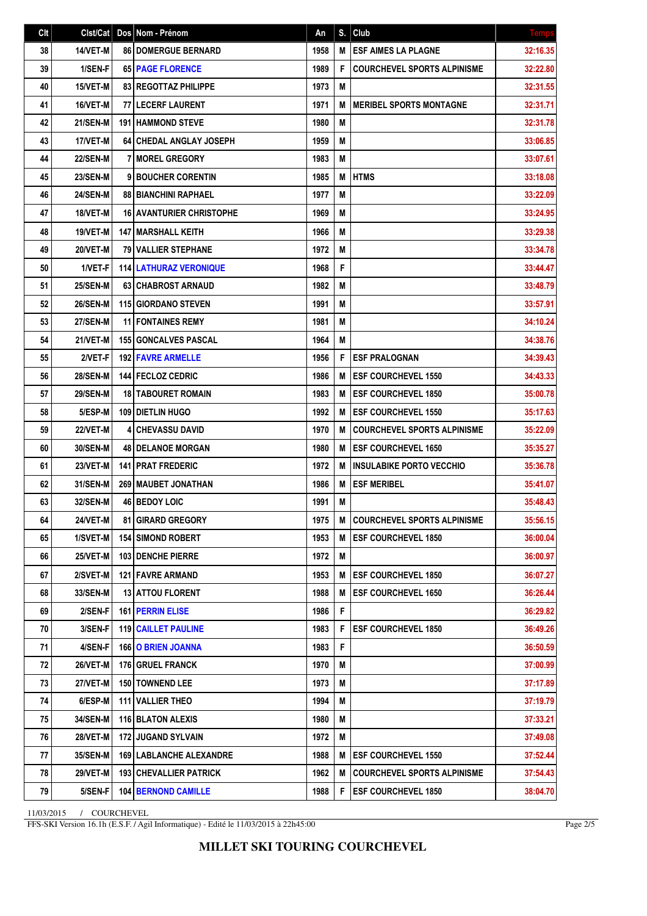| Clt | Clst/Cat | Dos | Nom - Prénom | An | S. | Club | Temps |
|---|---|---|---|---|---|---|---|
| 38 | 14/VET-M | 86 | DOMERGUE BERNARD | 1958 | M | ESF AIMES LA PLAGNE | 32:16.35 |
| 39 | 1/SEN-F | 65 | PAGE FLORENCE | 1989 | F | COURCHEVEL SPORTS ALPINISME | 32:22.80 |
| 40 | 15/VET-M | 83 | REGOTTAZ PHILIPPE | 1973 | M | | 32:31.55 |
| 41 | 16/VET-M | 77 | LECERF LAURENT | 1971 | M | MERIBEL SPORTS MONTAGNE | 32:31.71 |
| 42 | 21/SEN-M | 191 | HAMMOND STEVE | 1980 | M | | 32:31.78 |
| 43 | 17/VET-M | 64 | CHEDAL ANGLAY JOSEPH | 1959 | M | | 33:06.85 |
| 44 | 22/SEN-M | 7 | MOREL GREGORY | 1983 | M | | 33:07.61 |
| 45 | 23/SEN-M | 9 | BOUCHER CORENTIN | 1985 | M | HTMS | 33:18.08 |
| 46 | 24/SEN-M | 88 | BIANCHINI RAPHAEL | 1977 | M | | 33:22.09 |
| 47 | 18/VET-M | 16 | AVANTURIER CHRISTOPHE | 1969 | M | | 33:24.95 |
| 48 | 19/VET-M | 147 | MARSHALL KEITH | 1966 | M | | 33:29.38 |
| 49 | 20/VET-M | 79 | VALLIER STEPHANE | 1972 | M | | 33:34.78 |
| 50 | 1/VET-F | 114 | LATHURAZ VERONIQUE | 1968 | F | | 33:44.47 |
| 51 | 25/SEN-M | 63 | CHABROST ARNAUD | 1982 | M | | 33:48.79 |
| 52 | 26/SEN-M | 115 | GIORDANO STEVEN | 1991 | M | | 33:57.91 |
| 53 | 27/SEN-M | 11 | FONTAINES REMY | 1981 | M | | 34:10.24 |
| 54 | 21/VET-M | 155 | GONCALVES PASCAL | 1964 | M | | 34:38.76 |
| 55 | 2/VET-F | 192 | FAVRE ARMELLE | 1956 | F | ESF PRALOGNAN | 34:39.43 |
| 56 | 28/SEN-M | 144 | FECLOZ CEDRIC | 1986 | M | ESF COURCHEVEL 1550 | 34:43.33 |
| 57 | 29/SEN-M | 18 | TABOURET ROMAIN | 1983 | M | ESF COURCHEVEL 1850 | 35:00.78 |
| 58 | 5/ESP-M | 109 | DIETLIN HUGO | 1992 | M | ESF COURCHEVEL 1550 | 35:17.63 |
| 59 | 22/VET-M | 4 | CHEVASSU DAVID | 1970 | M | COURCHEVEL SPORTS ALPINISME | 35:22.09 |
| 60 | 30/SEN-M | 48 | DELANOE MORGAN | 1980 | M | ESF COURCHEVEL 1650 | 35:35.27 |
| 61 | 23/VET-M | 141 | PRAT FREDERIC | 1972 | M | INSULABIKE PORTO VECCHIO | 35:36.78 |
| 62 | 31/SEN-M | 269 | MAUBET JONATHAN | 1986 | M | ESF MERIBEL | 35:41.07 |
| 63 | 32/SEN-M | 46 | BEDOY LOIC | 1991 | M | | 35:48.43 |
| 64 | 24/VET-M | 81 | GIRARD GREGORY | 1975 | M | COURCHEVEL SPORTS ALPINISME | 35:56.15 |
| 65 | 1/SVET-M | 154 | SIMOND ROBERT | 1953 | M | ESF COURCHEVEL 1850 | 36:00.04 |
| 66 | 25/VET-M | 103 | DENCHE PIERRE | 1972 | M | | 36:00.97 |
| 67 | 2/SVET-M | 121 | FAVRE ARMAND | 1953 | M | ESF COURCHEVEL 1850 | 36:07.27 |
| 68 | 33/SEN-M | 13 | ATTOU FLORENT | 1988 | M | ESF COURCHEVEL 1650 | 36:26.44 |
| 69 | 2/SEN-F | 161 | PERRIN ELISE | 1986 | F | | 36:29.82 |
| 70 | 3/SEN-F | 119 | CAILLET PAULINE | 1983 | F | ESF COURCHEVEL 1850 | 36:49.26 |
| 71 | 4/SEN-F | 166 | O BRIEN JOANNA | 1983 | F | | 36:50.59 |
| 72 | 26/VET-M | 176 | GRUEL FRANCK | 1970 | M | | 37:00.99 |
| 73 | 27/VET-M | 150 | TOWNEND LEE | 1973 | M | | 37:17.89 |
| 74 | 6/ESP-M | 111 | VALLIER THEO | 1994 | M | | 37:19.79 |
| 75 | 34/SEN-M | 116 | BLATON ALEXIS | 1980 | M | | 37:33.21 |
| 76 | 28/VET-M | 172 | JUGAND SYLVAIN | 1972 | M | | 37:49.08 |
| 77 | 35/SEN-M | 169 | LABLANCHE ALEXANDRE | 1988 | M | ESF COURCHEVEL 1550 | 37:52.44 |
| 78 | 29/VET-M | 193 | CHEVALLIER PATRICK | 1962 | M | COURCHEVEL SPORTS ALPINISME | 37:54.43 |
| 79 | 5/SEN-F | 104 | BERNOND CAMILLE | 1988 | F | ESF COURCHEVEL 1850 | 38:04.70 |

11/03/2015 / COURCHEVEL

FFS-SKI Version 16.1h (E.S.F. / Agil Informatique) - Edité le 11/03/2015 à 22h45:00

**MILLET SKI TOURING COURCHEVEL**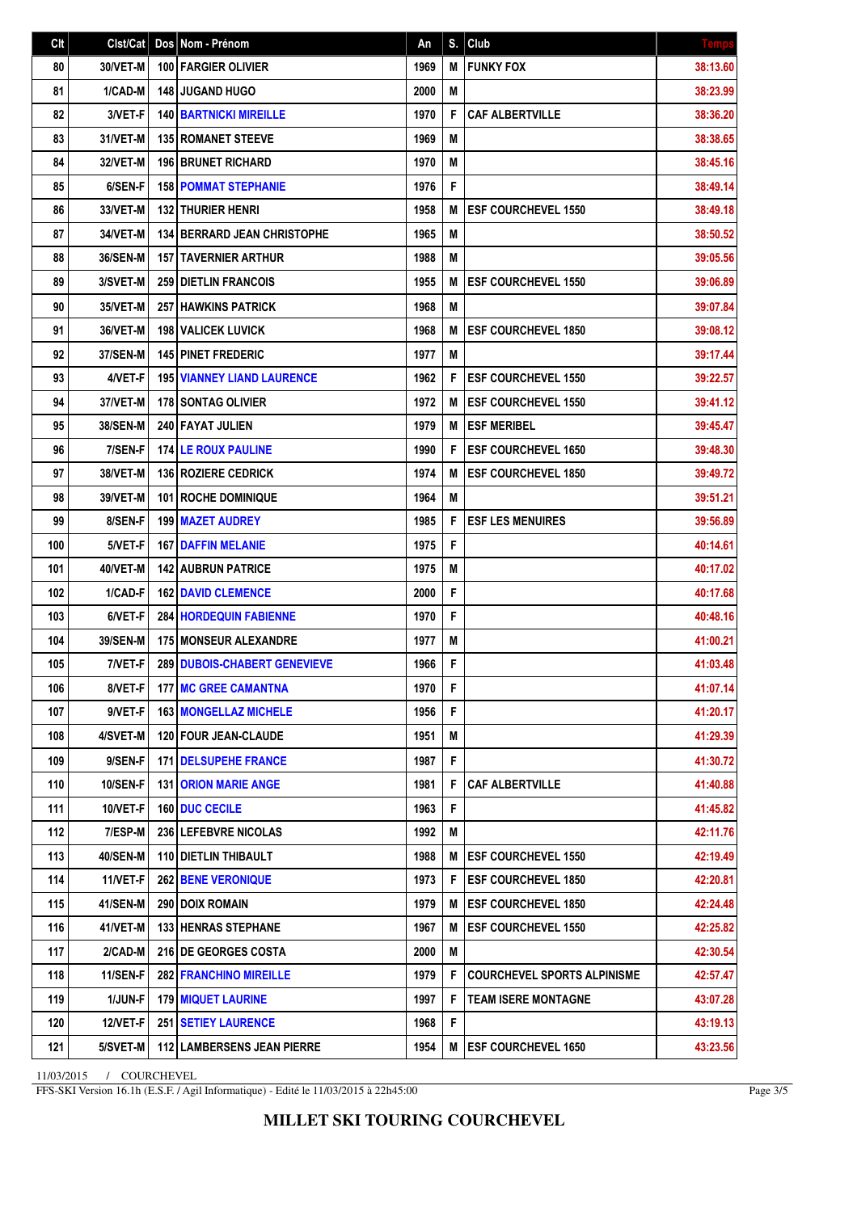| Clt | Clst/Cat | Dos | Nom - Prénom | An | S. | Club | Temps |
|---|---|---|---|---|---|---|---|
| 80 | 30/VET-M | 100 | FARGIER OLIVIER | 1969 | M | FUNKY FOX | 38:13.60 |
| 81 | 1/CAD-M | 148 | JUGAND HUGO | 2000 | M | | 38:23.99 |
| 82 | 3/VET-F | 140 | BARTNICKI MIREILLE | 1970 | F | CAF ALBERTVILLE | 38:36.20 |
| 83 | 31/VET-M | 135 | ROMANET STEEVE | 1969 | M | | 38:38.65 |
| 84 | 32/VET-M | 196 | BRUNET RICHARD | 1970 | M | | 38:45.16 |
| 85 | 6/SEN-F | 158 | POMMAT STEPHANIE | 1976 | F | | 38:49.14 |
| 86 | 33/VET-M | 132 | THURIER HENRI | 1958 | M | ESF COURCHEVEL 1550 | 38:49.18 |
| 87 | 34/VET-M | 134 | BERRARD JEAN CHRISTOPHE | 1965 | M | | 38:50.52 |
| 88 | 36/SEN-M | 157 | TAVERNIER ARTHUR | 1988 | M | | 39:05.56 |
| 89 | 3/SVET-M | 259 | DIETLIN FRANCOIS | 1955 | M | ESF COURCHEVEL 1550 | 39:06.89 |
| 90 | 35/VET-M | 257 | HAWKINS PATRICK | 1968 | M | | 39:07.84 |
| 91 | 36/VET-M | 198 | VALICEK LUVICK | 1968 | M | ESF COURCHEVEL 1850 | 39:08.12 |
| 92 | 37/SEN-M | 145 | PINET FREDERIC | 1977 | M | | 39:17.44 |
| 93 | 4/VET-F | 195 | VIANNEY LIAND LAURENCE | 1962 | F | ESF COURCHEVEL 1550 | 39:22.57 |
| 94 | 37/VET-M | 178 | SONTAG OLIVIER | 1972 | M | ESF COURCHEVEL 1550 | 39:41.12 |
| 95 | 38/SEN-M | 240 | FAYAT JULIEN | 1979 | M | ESF MERIBEL | 39:45.47 |
| 96 | 7/SEN-F | 174 | LE ROUX PAULINE | 1990 | F | ESF COURCHEVEL 1650 | 39:48.30 |
| 97 | 38/VET-M | 136 | ROZIERE CEDRICK | 1974 | M | ESF COURCHEVEL 1850 | 39:49.72 |
| 98 | 39/VET-M | 101 | ROCHE DOMINIQUE | 1964 | M | | 39:51.21 |
| 99 | 8/SEN-F | 199 | MAZET AUDREY | 1985 | F | ESF LES MENUIRES | 39:56.89 |
| 100 | 5/VET-F | 167 | DAFFIN MELANIE | 1975 | F | | 40:14.61 |
| 101 | 40/VET-M | 142 | AUBRUN PATRICE | 1975 | M | | 40:17.02 |
| 102 | 1/CAD-F | 162 | DAVID CLEMENCE | 2000 | F | | 40:17.68 |
| 103 | 6/VET-F | 284 | HORDEQUIN FABIENNE | 1970 | F | | 40:48.16 |
| 104 | 39/SEN-M | 175 | MONSEUR ALEXANDRE | 1977 | M | | 41:00.21 |
| 105 | 7/VET-F | 289 | DUBOIS-CHABERT GENEVIEVE | 1966 | F | | 41:03.48 |
| 106 | 8/VET-F | 177 | MC GREE CAMANTNA | 1970 | F | | 41:07.14 |
| 107 | 9/VET-F | 163 | MONGELLAZ MICHELE | 1956 | F | | 41:20.17 |
| 108 | 4/SVET-M | 120 | FOUR JEAN-CLAUDE | 1951 | M | | 41:29.39 |
| 109 | 9/SEN-F | 171 | DELSUPEHE FRANCE | 1987 | F | | 41:30.72 |
| 110 | 10/SEN-F | 131 | ORION MARIE ANGE | 1981 | F | CAF ALBERTVILLE | 41:40.88 |
| 111 | 10/VET-F | 160 | DUC CECILE | 1963 | F | | 41:45.82 |
| 112 | 7/ESP-M | 236 | LEFEBVRE NICOLAS | 1992 | M | | 42:11.76 |
| 113 | 40/SEN-M | 110 | DIETLIN THIBAULT | 1988 | M | ESF COURCHEVEL 1550 | 42:19.49 |
| 114 | 11/VET-F | 262 | BENE VERONIQUE | 1973 | F | ESF COURCHEVEL 1850 | 42:20.81 |
| 115 | 41/SEN-M | 290 | DOIX ROMAIN | 1979 | M | ESF COURCHEVEL 1850 | 42:24.48 |
| 116 | 41/VET-M | 133 | HENRAS STEPHANE | 1967 | M | ESF COURCHEVEL 1550 | 42:25.82 |
| 117 | 2/CAD-M | 216 | DE GEORGES COSTA | 2000 | M | | 42:30.54 |
| 118 | 11/SEN-F | 282 | FRANCHINO MIREILLE | 1979 | F | COURCHEVEL SPORTS ALPINISME | 42:57.47 |
| 119 | 1/JUN-F | 179 | MIQUET LAURINE | 1997 | F | TEAM ISERE MONTAGNE | 43:07.28 |
| 120 | 12/VET-F | 251 | SETIEY LAURENCE | 1968 | F | | 43:19.13 |
| 121 | 5/SVET-M | 112 | LAMBERSENS JEAN PIERRE | 1954 | M | ESF COURCHEVEL 1650 | 43:23.56 |

11/03/2015 / COURCHEVEL

FFS-SKI Version 16.1h (E.S.F. / Agil Informatique) - Edité le 11/03/2015 à 22h45:00

**MILLET SKI TOURING COURCHEVEL**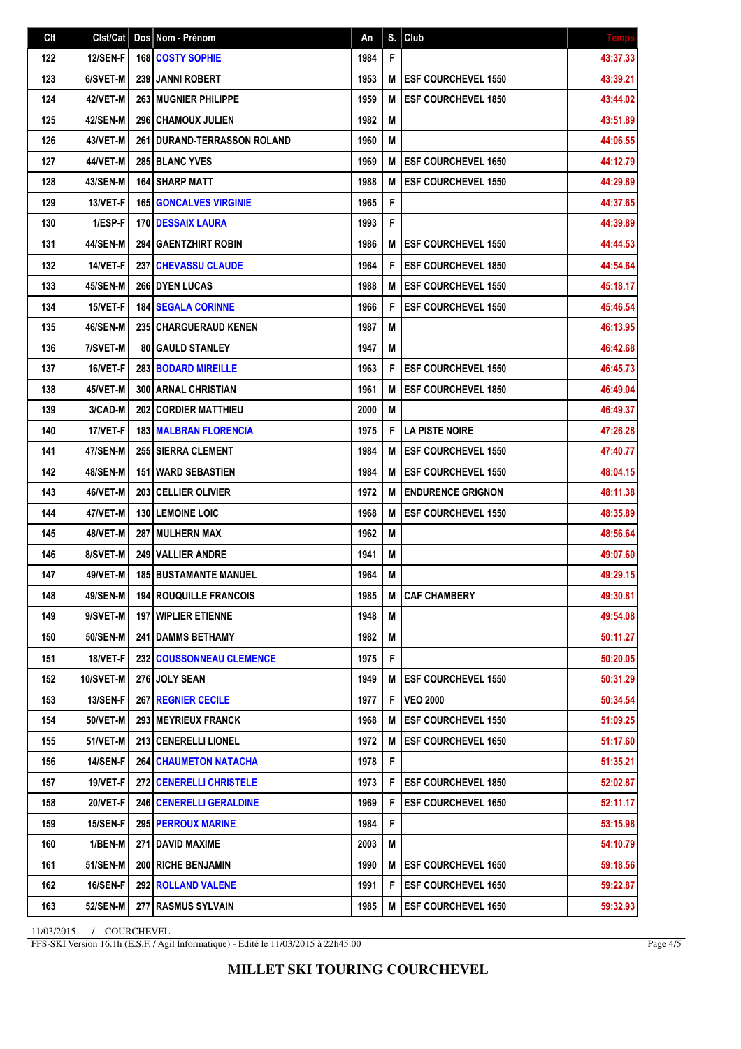| Clt | Clst/Cat | Dos | Nom - Prénom | An | S. | Club | Temps |
|---|---|---|---|---|---|---|---|
| 122 | 12/SEN-F | 168 | COSTY SOPHIE | 1984 | F | | 43:37.33 |
| 123 | 6/SVET-M | 239 | JANNI ROBERT | 1953 | M | ESF COURCHEVEL 1550 | 43:39.21 |
| 124 | 42/VET-M | 263 | MUGNIER PHILIPPE | 1959 | M | ESF COURCHEVEL 1850 | 43:44.02 |
| 125 | 42/SEN-M | 296 | CHAMOUX JULIEN | 1982 | M | | 43:51.89 |
| 126 | 43/VET-M | 261 | DURAND-TERRASSON ROLAND | 1960 | M | | 44:06.55 |
| 127 | 44/VET-M | 285 | BLANC YVES | 1969 | M | ESF COURCHEVEL 1650 | 44:12.79 |
| 128 | 43/SEN-M | 164 | SHARP MATT | 1988 | M | ESF COURCHEVEL 1550 | 44:29.89 |
| 129 | 13/VET-F | 165 | GONCALVES VIRGINIE | 1965 | F | | 44:37.65 |
| 130 | 1/ESP-F | 170 | DESSAIX LAURA | 1993 | F | | 44:39.89 |
| 131 | 44/SEN-M | 294 | GAENTZHIRT ROBIN | 1986 | M | ESF COURCHEVEL 1550 | 44:44.53 |
| 132 | 14/VET-F | 237 | CHEVASSU CLAUDE | 1964 | F | ESF COURCHEVEL 1850 | 44:54.64 |
| 133 | 45/SEN-M | 266 | DYEN LUCAS | 1988 | M | ESF COURCHEVEL 1550 | 45:18.17 |
| 134 | 15/VET-F | 184 | SEGALA CORINNE | 1966 | F | ESF COURCHEVEL 1550 | 45:46.54 |
| 135 | 46/SEN-M | 235 | CHARGUERAUD KENEN | 1987 | M | | 46:13.95 |
| 136 | 7/SVET-M | 80 | GAULD STANLEY | 1947 | M | | 46:42.68 |
| 137 | 16/VET-F | 283 | BODARD MIREILLE | 1963 | F | ESF COURCHEVEL 1550 | 46:45.73 |
| 138 | 45/VET-M | 300 | ARNAL CHRISTIAN | 1961 | M | ESF COURCHEVEL 1850 | 46:49.04 |
| 139 | 3/CAD-M | 202 | CORDIER MATTHIEU | 2000 | M | | 46:49.37 |
| 140 | 17/VET-F | 183 | MALBRAN FLORENCIA | 1975 | F | LA PISTE NOIRE | 47:26.28 |
| 141 | 47/SEN-M | 255 | SIERRA CLEMENT | 1984 | M | ESF COURCHEVEL 1550 | 47:40.77 |
| 142 | 48/SEN-M | 151 | WARD SEBASTIEN | 1984 | M | ESF COURCHEVEL 1550 | 48:04.15 |
| 143 | 46/VET-M | 203 | CELLIER OLIVIER | 1972 | M | ENDURENCE GRIGNON | 48:11.38 |
| 144 | 47/VET-M | 130 | LEMOINE LOIC | 1968 | M | ESF COURCHEVEL 1550 | 48:35.89 |
| 145 | 48/VET-M | 287 | MULHERN MAX | 1962 | M | | 48:56.64 |
| 146 | 8/SVET-M | 249 | VALLIER ANDRE | 1941 | M | | 49:07.60 |
| 147 | 49/VET-M | 185 | BUSTAMANTE MANUEL | 1964 | M | | 49:29.15 |
| 148 | 49/SEN-M | 194 | ROUQUILLE FRANCOIS | 1985 | M | CAF CHAMBERY | 49:30.81 |
| 149 | 9/SVET-M | 197 | WIPLIER ETIENNE | 1948 | M | | 49:54.08 |
| 150 | 50/SEN-M | 241 | DAMMS BETHAMY | 1982 | M | | 50:11.27 |
| 151 | 18/VET-F | 232 | COUSSONNEAU CLEMENCE | 1975 | F | | 50:20.05 |
| 152 | 10/SVET-M | 276 | JOLY SEAN | 1949 | M | ESF COURCHEVEL 1550 | 50:31.29 |
| 153 | 13/SEN-F | 267 | REGNIER CECILE | 1977 | F | VEO 2000 | 50:34.54 |
| 154 | 50/VET-M | 293 | MEYRIEUX FRANCK | 1968 | M | ESF COURCHEVEL 1550 | 51:09.25 |
| 155 | 51/VET-M | 213 | CENERELLI LIONEL | 1972 | M | ESF COURCHEVEL 1650 | 51:17.60 |
| 156 | 14/SEN-F | 264 | CHAUMETON NATACHA | 1978 | F | | 51:35.21 |
| 157 | 19/VET-F | 272 | CENERELLI CHRISTELE | 1973 | F | ESF COURCHEVEL 1850 | 52:02.87 |
| 158 | 20/VET-F | 246 | CENERELLI GERALDINE | 1969 | F | ESF COURCHEVEL 1650 | 52:11.17 |
| 159 | 15/SEN-F | 295 | PERROUX MARINE | 1984 | F | | 53:15.98 |
| 160 | 1/BEN-M | 271 | DAVID MAXIME | 2003 | M | | 54:10.79 |
| 161 | 51/SEN-M | 200 | RICHE BENJAMIN | 1990 | M | ESF COURCHEVEL 1650 | 59:18.56 |
| 162 | 16/SEN-F | 292 | ROLLAND VALENE | 1991 | F | ESF COURCHEVEL 1650 | 59:22.87 |
| 163 | 52/SEN-M | 277 | RASMUS SYLVAIN | 1985 | M | ESF COURCHEVEL 1650 | 59:32.93 |

11/03/2015 / COURCHEVEL

FFS-SKI Version 16.1h (E.S.F. / Agil Informatique) - Edité le 11/03/2015 à 22h45:00

**MILLET SKI TOURING COURCHEVEL**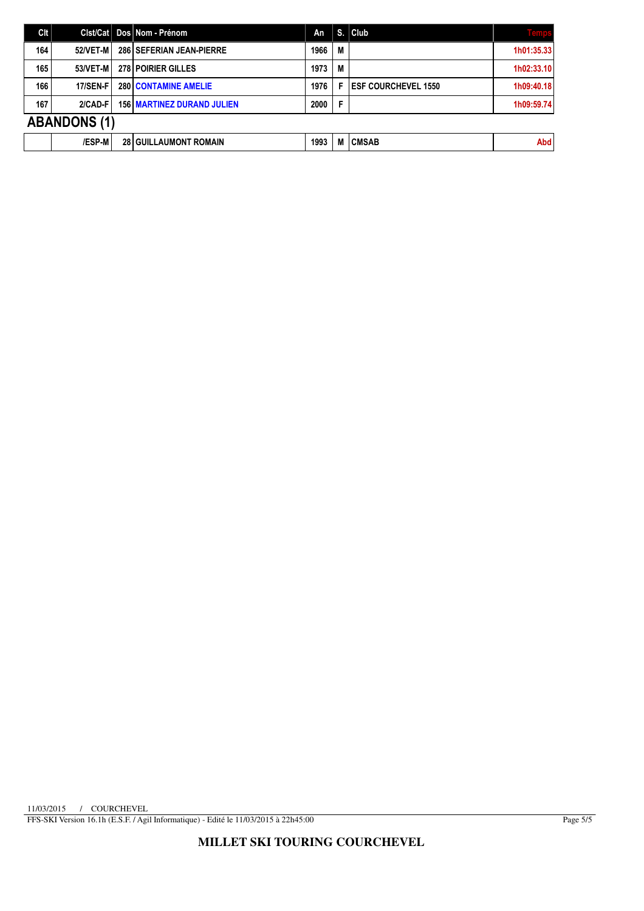| Clt | Clst/Cat | Dos | Nom - Prénom | An | S. | Club | Temps |
|---|---|---|---|---|---|---|---|
| 164 | 52/VET-M | 286 | SEFERIAN JEAN-PIERRE | 1966 | M | | 1h01:35.33 |
| 165 | 53/VET-M | 278 | POIRIER GILLES | 1973 | M | | 1h02:33.10 |
| 166 | 17/SEN-F | 280 | CONTAMINE AMELIE | 1976 | F | ESF COURCHEVEL 1550 | 1h09:40.18 |
| 167 | 2/CAD-F | 156 | MARTINEZ DURAND JULIEN | 2000 | F | | 1h09:59.74 |

## ABANDONS (1)

| | | | | | | | |
|---|---|---|---|---|---|---|---|
| | /ESP-M | 28 | GUILLAUMONT ROMAIN | 1993 | M | CMSAB | Abd |

11/03/2015 / COURCHEVEL

FFS-SKI Version 16.1h (E.S.F. / Agil Informatique) - Edité le 11/03/2015 à 22h45:00

**MILLET SKI TOURING COURCHEVEL**